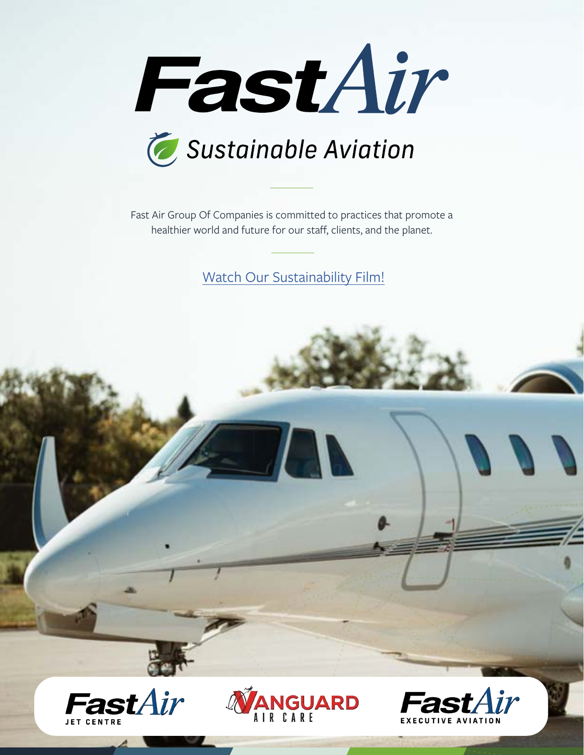# FastAir

## Sustainable Aviation

Fast Air Group Of Companies is committed to practices that promote a healthier world and future for our staff, clients, and the planet.

Watch Our Sustainability Film!

FastAir JET CENTRE

VANGUARD AIR CARE

FastAir EXECUTIVE AVIATION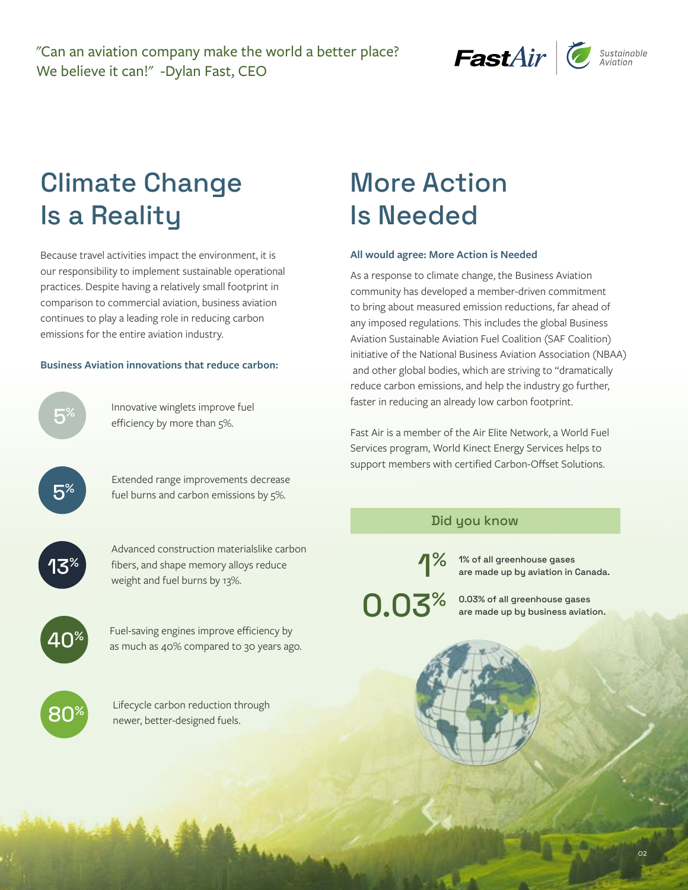"Can an aviation company make the world a better place? We believe it can!" -Dylan Fast, CEO

FastAir | Sustainable Aviation

# Climate Change Is a Reality

Because travel activities impact the environment, it is our responsibility to implement sustainable operational practices. Despite having a relatively small footprint in comparison to commercial aviation, business aviation continues to play a leading role in reducing carbon emissions for the entire aviation industry.

**Business Aviation innovations that reduce carbon:**

- **5%** Innovative winglets improve fuel efficiency by more than 5%.
- **5%** Extended range improvements decrease fuel burns and carbon emissions by 5%.
- **13%** Advanced construction materialslike carbon fibers, and shape memory alloys reduce weight and fuel burns by 13%.
- **40%** Fuel-saving engines improve efficiency by as much as 40% compared to 30 years ago.
- **80%** Lifecycle carbon reduction through newer, better-designed fuels.

# More Action Is Needed

**All would agree: More Action is Needed**

As a response to climate change, the Business Aviation community has developed a member-driven commitment to bring about measured emission reductions, far ahead of any imposed regulations. This includes the global Business Aviation Sustainable Aviation Fuel Coalition (SAF Coalition) initiative of the National Business Aviation Association (NBAA) and other global bodies, which are striving to "dramatically reduce carbon emissions, and help the industry go further, faster in reducing an already low carbon footprint.

Fast Air is a member of the Air Elite Network, a World Fuel Services program, World Kinect Energy Services helps to support members with certified Carbon-Offset Solutions.

## Did you know

- **1%** 1% of all greenhouse gases are made up by aviation in Canada.
- **0.03%** 0.03% of all greenhouse gases are made up by business aviation.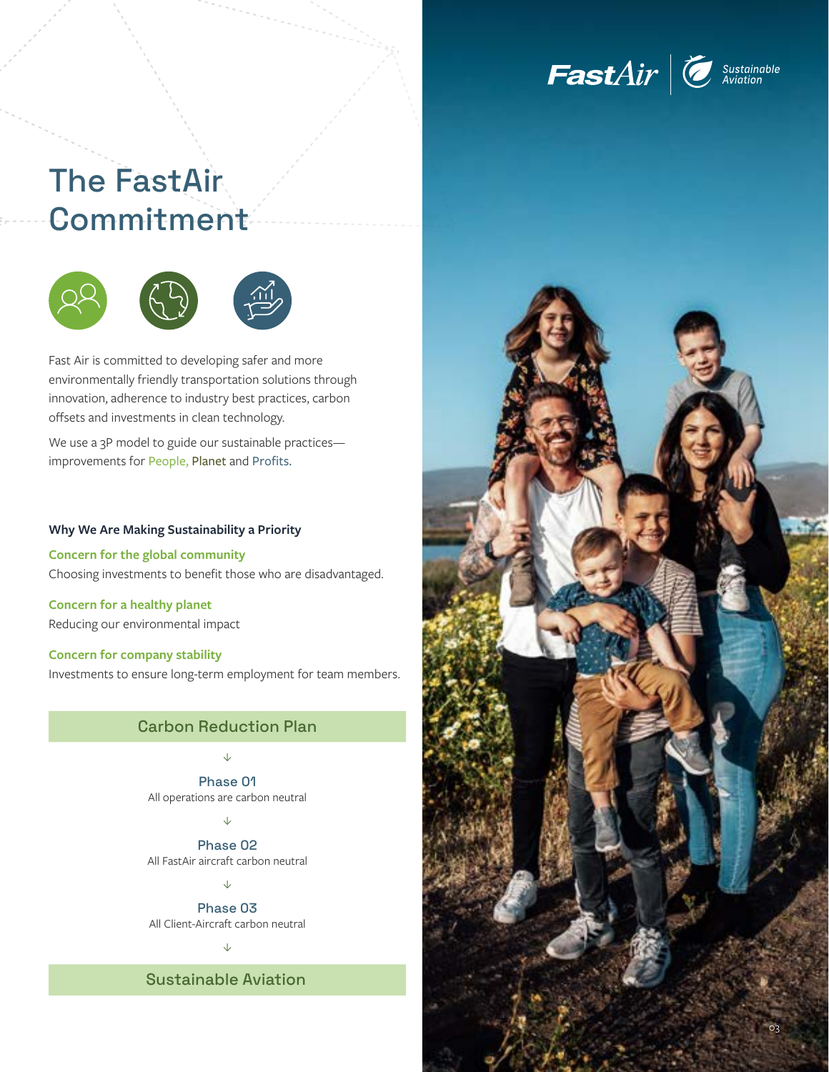# The FastAir Commitment

Fast Air is committed to developing safer and more environmentally friendly transportation solutions through innovation, adherence to industry best practices, carbon offsets and investments in clean technology.

We use a 3P model to guide our sustainable practices—improvements for People, Planet and Profits.

### Why We Are Making Sustainability a Priority

**Concern for the global community**
Choosing investments to benefit those who are disadvantaged.

**Concern for a healthy planet**
Reducing our environmental impact

**Concern for company stability**
Investments to ensure long-term employment for team members.

## Carbon Reduction Plan

↓

**Phase 01**
All operations are carbon neutral

↓

**Phase 02**
All FastAir aircraft carbon neutral

↓

**Phase 03**
All Client-Aircraft carbon neutral

↓

## Sustainable Aviation

FastAir | Sustainable Aviation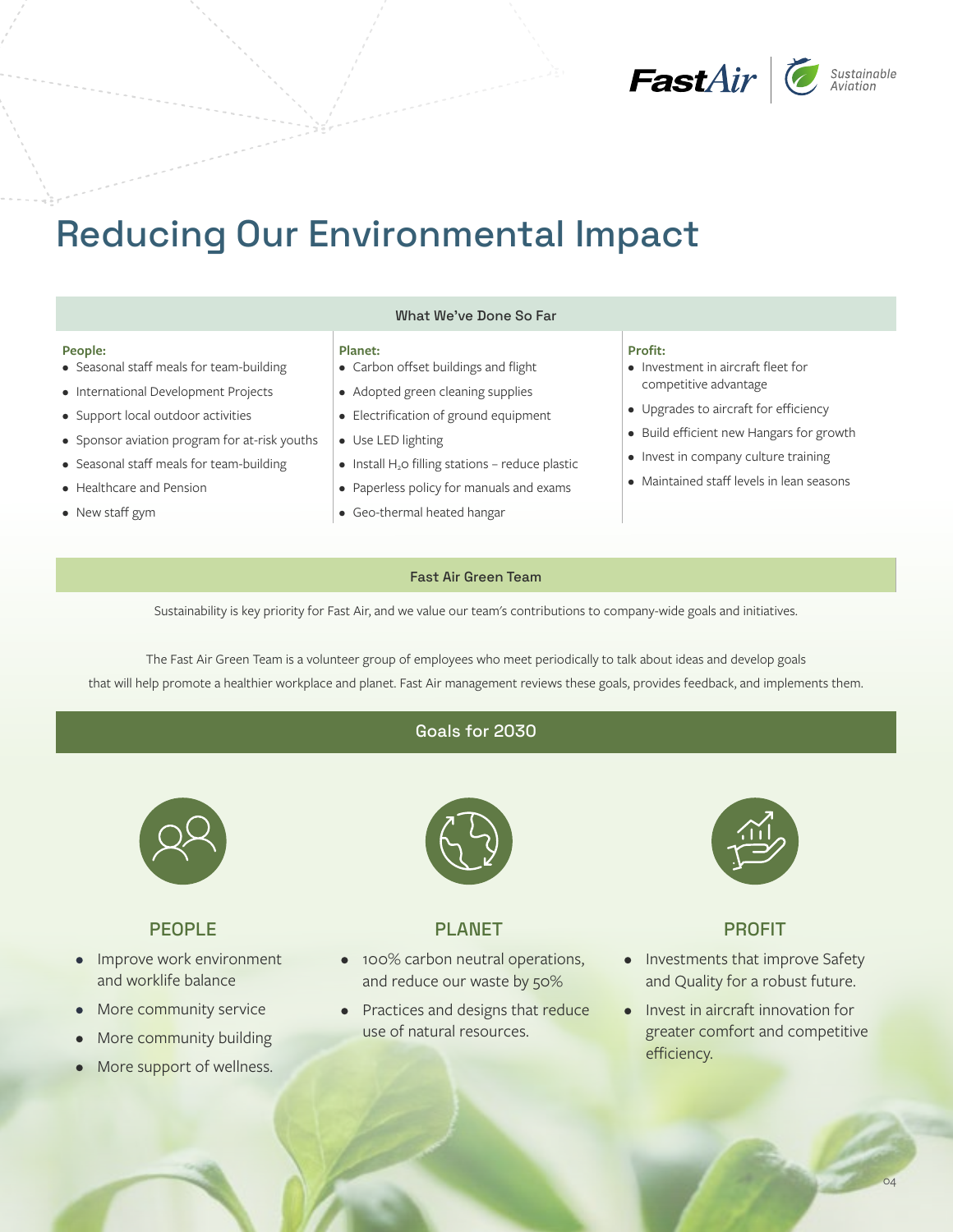# Reducing Our Environmental Impact

## What We've Done So Far

**People:**

- Seasonal staff meals for team-building
- International Development Projects
- Support local outdoor activities
- Sponsor aviation program for at-risk youths
- Seasonal staff meals for team-building
- Healthcare and Pension
- New staff gym

**Planet:**

- Carbon offset buildings and flight
- Adopted green cleaning supplies
- Electrification of ground equipment
- Use LED lighting
- Install $H_2O$ filling stations – reduce plastic
- Paperless policy for manuals and exams
- Geo-thermal heated hangar

**Profit:**

- Investment in aircraft fleet for competitive advantage
- Upgrades to aircraft for efficiency
- Build efficient new Hangars for growth
- Invest in company culture training
- Maintained staff levels in lean seasons

## Fast Air Green Team

Sustainability is key priority for Fast Air, and we value our team's contributions to company-wide goals and initiatives.

The Fast Air Green Team is a volunteer group of employees who meet periodically to talk about ideas and develop goals that will help promote a healthier workplace and planet. Fast Air management reviews these goals, provides feedback, and implements them.

## Goals for 2030

### PEOPLE

- Improve work environment and worklife balance
- More community service
- More community building
- More support of wellness.

### PLANET

- 100% carbon neutral operations, and reduce our waste by 50%
- Practices and designs that reduce use of natural resources.

### PROFIT

- Investments that improve Safety and Quality for a robust future.
- Invest in aircraft innovation for greater comfort and competitive efficiency.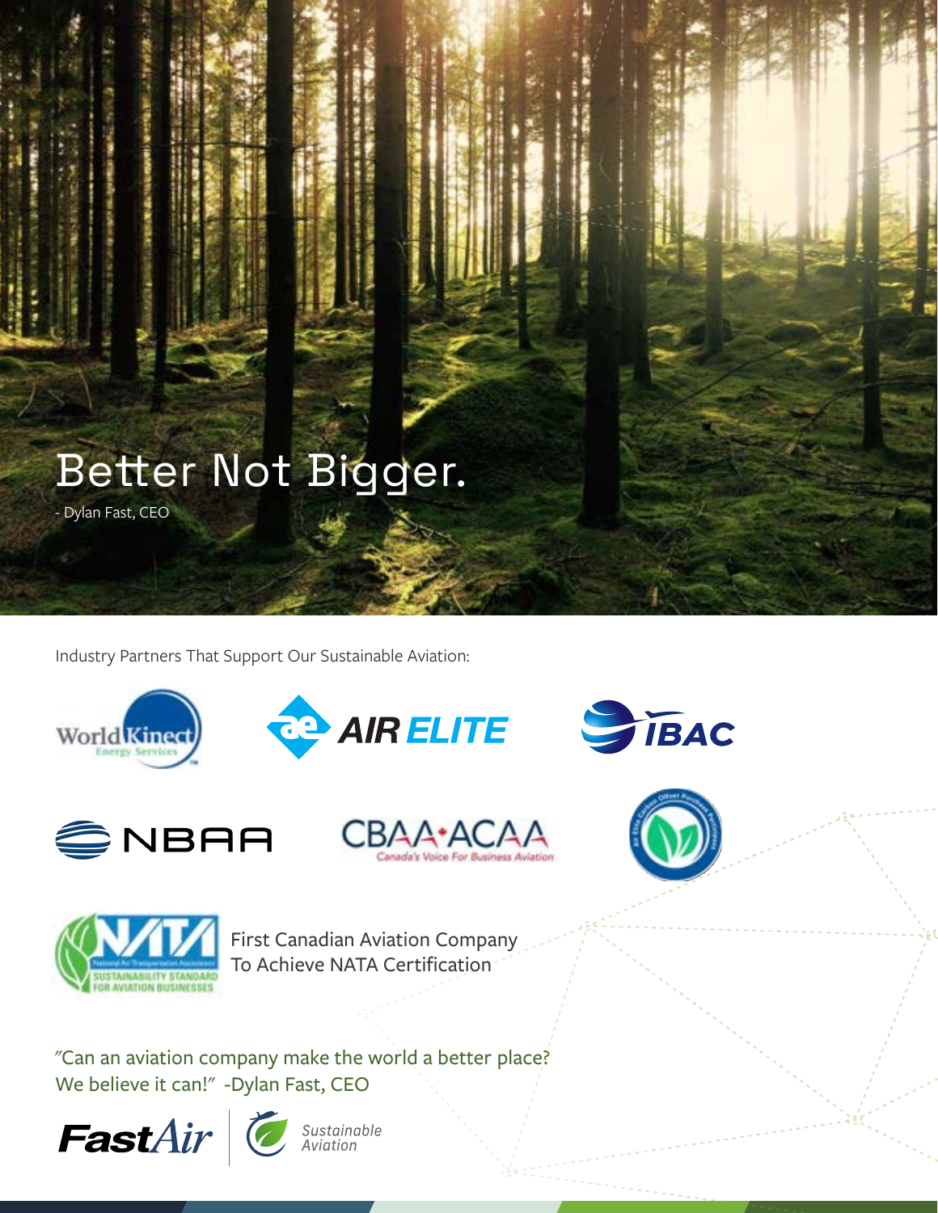# Better Not Bigger.

- Dylan Fast, CEO

Industry Partners That Support Our Sustainable Aviation:

First Canadian Aviation Company To Achieve NATA Certification

"Can an aviation company make the world a better place? We believe it can!" -Dylan Fast, CEO

FastAir | Sustainable Aviation